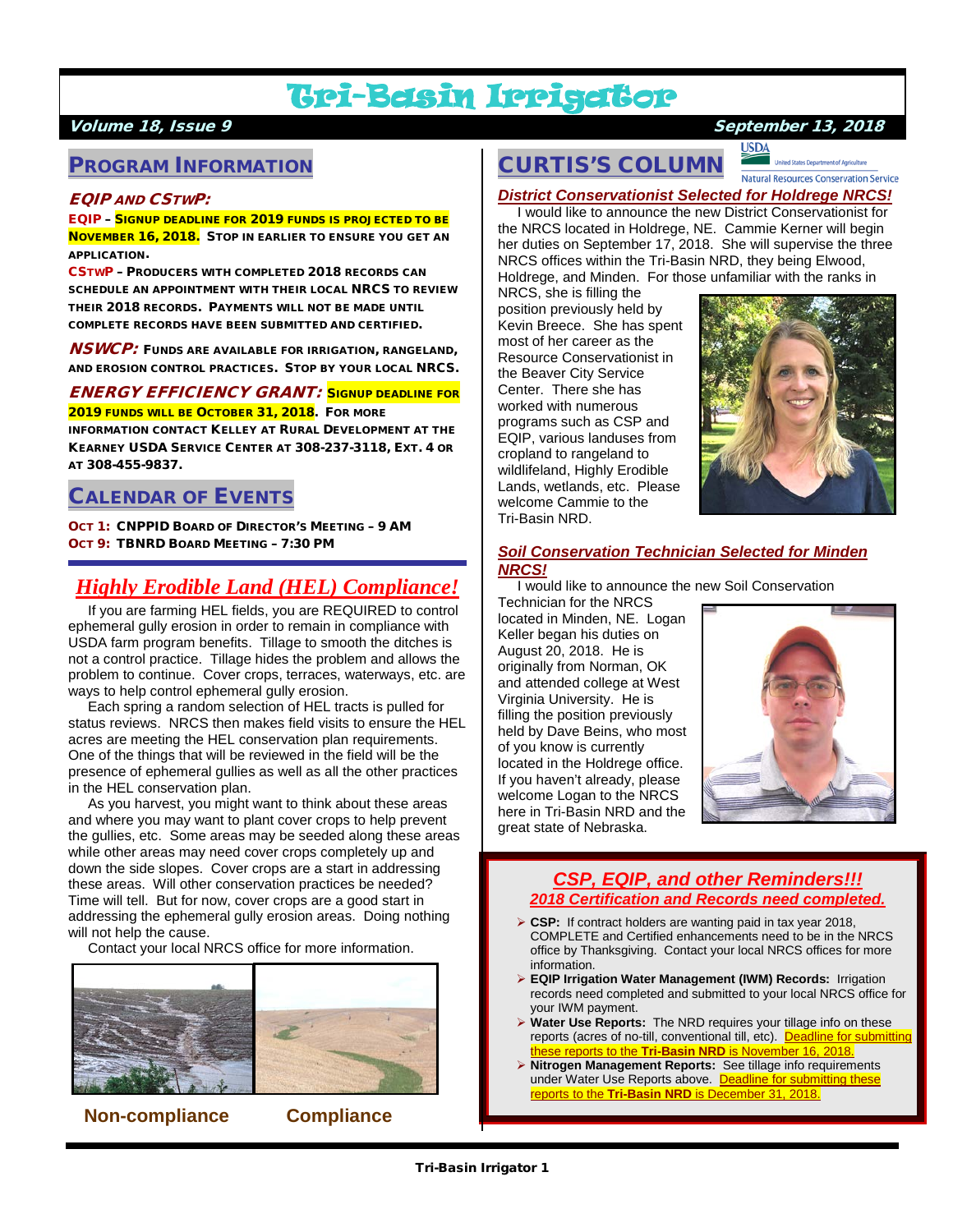# Tri-Basin Irrigator

**Volume 18, Issue 9** **September 13, 2018**

## PROGRAM INFORMATION

### *EQIP AND CSTWP:*

**EQIP – SIGNUP DEADLINE FOR 2019 FUNDS IS PROJECTED TO BE NOVEMBER 16, 2018.** STOP IN EARLIER TO ENSURE YOU GET AN APPLICATION.

**CSTWP** – PRODUCERS WITH COMPLETED 2018 RECORDS CAN SCHEDULE AN APPOINTMENT WITH THEIR LOCAL NRCS TO REVIEW THEIR 2018 RECORDS. PAYMENTS WILL NOT BE MADE UNTIL COMPLETE RECORDS HAVE BEEN SUBMITTED AND CERTIFIED.

***NSWCP:*** FUNDS ARE AVAILABLE FOR IRRIGATION, RANGELAND, AND EROSION CONTROL PRACTICES. STOP BY YOUR LOCAL NRCS.

***ENERGY EFFICIENCY GRANT:*** **SIGNUP DEADLINE FOR 2019 FUNDS WILL BE OCTOBER 31, 2018.** FOR MORE INFORMATION CONTACT KELLEY AT RURAL DEVELOPMENT AT THE KEARNEY USDA SERVICE CENTER AT 308-237-3118, EXT. 4 OR AT 308-455-9837.

## CALENDAR OF EVENTS

**OCT 1:** CNPPID BOARD OF DIRECTOR'S MEETING – 9 AM
**OCT 9:** TBNRD BOARD MEETING – 7:30 PM

## *Highly Erodible Land (HEL) Compliance!*

If you are farming HEL fields, you are REQUIRED to control ephemeral gully erosion in order to remain in compliance with USDA farm program benefits. Tillage to smooth the ditches is not a control practice. Tillage hides the problem and allows the problem to continue. Cover crops, terraces, waterways, etc. are ways to help control ephemeral gully erosion.

Each spring a random selection of HEL tracts is pulled for status reviews. NRCS then makes field visits to ensure the HEL acres are meeting the HEL conservation plan requirements. One of the things that will be reviewed in the field will be the presence of ephemeral gullies as well as all the other practices in the HEL conservation plan.

As you harvest, you might want to think about these areas and where you may want to plant cover crops to help prevent the gullies, etc. Some areas may be seeded along these areas while other areas may need cover crops completely up and down the side slopes. Cover crops are a start in addressing these areas. Will other conservation practices be needed? Time will tell. But for now, cover crops are a good start in addressing the ephemeral gully erosion areas. Doing nothing will not help the cause.

Contact your local NRCS office for more information.

**Non-compliance** **Compliance**

## CURTIS'S COLUMN

USDA United States Department of Agriculture
Natural Resources Conservation Service

### *District Conservationist Selected for Holdrege NRCS!*

I would like to announce the new District Conservationist for the NRCS located in Holdrege, NE. Cammie Kerner will begin her duties on September 17, 2018. She will supervise the three NRCS offices within the Tri-Basin NRD, they being Elwood, Holdrege, and Minden. For those unfamiliar with the ranks in NRCS, she is filling the position previously held by Kevin Breece. She has spent most of her career as the Resource Conservationist in the Beaver City Service Center. There she has worked with numerous programs such as CSP and EQIP, various landuses from cropland to rangeland to wildlifeland, Highly Erodible Lands, wetlands, etc. Please welcome Cammie to the Tri-Basin NRD.

### *Soil Conservation Technician Selected for Minden NRCS!*

I would like to announce the new Soil Conservation Technician for the NRCS located in Minden, NE. Logan Keller began his duties on August 20, 2018. He is originally from Norman, OK and attended college at West Virginia University. He is filling the position previously held by Dave Beins, who most of you know is currently located in the Holdrege office. If you haven't already, please welcome Logan to the NRCS here in Tri-Basin NRD and the great state of Nebraska.

### *CSP, EQIP, and other Reminders!!!*
#### *2018 Certification and Records need completed.*

- **CSP:** If contract holders are wanting paid in tax year 2018, COMPLETE and Certified enhancements need to be in the NRCS office by Thanksgiving. Contact your local NRCS offices for more information.
- **EQIP Irrigation Water Management (IWM) Records:** Irrigation records need completed and submitted to your local NRCS office for your IWM payment.
- **Water Use Reports:** The NRD requires your tillage info on these reports (acres of no-till, conventional till, etc). Deadline for submitting these reports to the **Tri-Basin NRD** is November 16, 2018.
- **Nitrogen Management Reports:** See tillage info requirements under Water Use Reports above. Deadline for submitting these reports to the **Tri-Basin NRD** is December 31, 2018.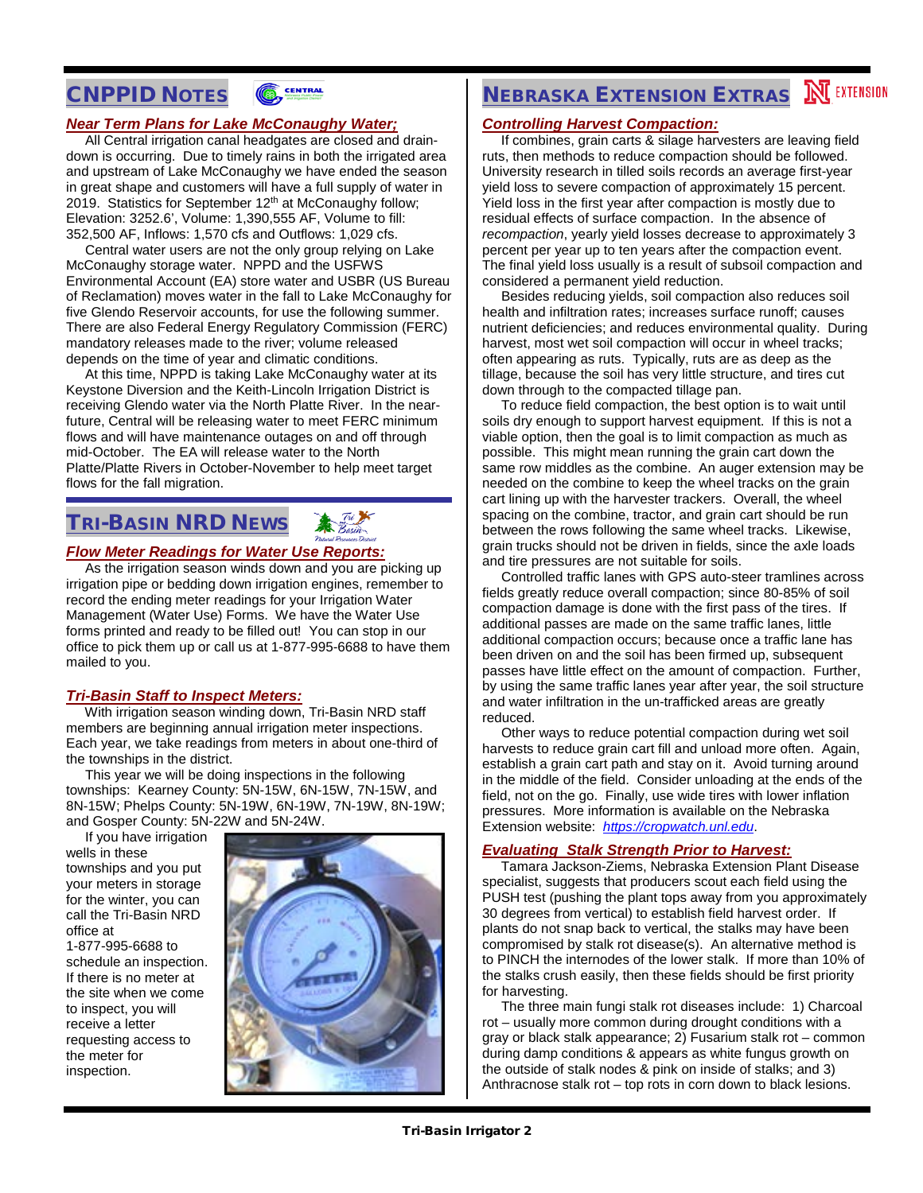## CNPPID Notes

### *Near Term Plans for Lake McConaughy Water;*

All Central irrigation canal headgates are closed and drain-down is occurring. Due to timely rains in both the irrigated area and upstream of Lake McConaughy we have ended the season in great shape and customers will have a full supply of water in 2019. Statistics for September 12th at McConaughy follow; Elevation: 3252.6', Volume: 1,390,555 AF, Volume to fill: 352,500 AF, Inflows: 1,570 cfs and Outflows: 1,029 cfs.

Central water users are not the only group relying on Lake McConaughy storage water. NPPD and the USFWS Environmental Account (EA) store water and USBR (US Bureau of Reclamation) moves water in the fall to Lake McConaughy for five Glendo Reservoir accounts, for use the following summer. There are also Federal Energy Regulatory Commission (FERC) mandatory releases made to the river; volume released depends on the time of year and climatic conditions.

At this time, NPPD is taking Lake McConaughy water at its Keystone Diversion and the Keith-Lincoln Irrigation District is receiving Glendo water via the North Platte River. In the near-future, Central will be releasing water to meet FERC minimum flows and will have maintenance outages on and off through mid-October. The EA will release water to the North Platte/Platte Rivers in October-November to help meet target flows for the fall migration.

## Tri-Basin NRD News

### *Flow Meter Readings for Water Use Reports:*

As the irrigation season winds down and you are picking up irrigation pipe or bedding down irrigation engines, remember to record the ending meter readings for your Irrigation Water Management (Water Use) Forms. We have the Water Use forms printed and ready to be filled out! You can stop in our office to pick them up or call us at 1-877-995-6688 to have them mailed to you.

### *Tri-Basin Staff to Inspect Meters:*

With irrigation season winding down, Tri-Basin NRD staff members are beginning annual irrigation meter inspections. Each year, we take readings from meters in about one-third of the townships in the district.

This year we will be doing inspections in the following townships: Kearney County: 5N-15W, 6N-15W, 7N-15W, and 8N-15W; Phelps County: 5N-19W, 6N-19W, 7N-19W, 8N-19W; and Gosper County: 5N-22W and 5N-24W.

If you have irrigation wells in these townships and you put your meters in storage for the winter, you can call the Tri-Basin NRD office at 1-877-995-6688 to schedule an inspection. If there is no meter at the site when we come to inspect, you will receive a letter requesting access to the meter for inspection.

## Nebraska Extension Extras

### *Controlling Harvest Compaction:*

If combines, grain carts & silage harvesters are leaving field ruts, then methods to reduce compaction should be followed. University research in tilled soils records an average first-year yield loss to severe compaction of approximately 15 percent. Yield loss in the first year after compaction is mostly due to residual effects of surface compaction. In the absence of *recompaction*, yearly yield losses decrease to approximately 3 percent per year up to ten years after the compaction event. The final yield loss usually is a result of subsoil compaction and considered a permanent yield reduction.

Besides reducing yields, soil compaction also reduces soil health and infiltration rates; increases surface runoff; causes nutrient deficiencies; and reduces environmental quality. During harvest, most wet soil compaction will occur in wheel tracks; often appearing as ruts. Typically, ruts are as deep as the tillage, because the soil has very little structure, and tires cut down through to the compacted tillage pan.

To reduce field compaction, the best option is to wait until soils dry enough to support harvest equipment. If this is not a viable option, then the goal is to limit compaction as much as possible. This might mean running the grain cart down the same row middles as the combine. An auger extension may be needed on the combine to keep the wheel tracks on the grain cart lining up with the harvester trackers. Overall, the wheel spacing on the combine, tractor, and grain cart should be run between the rows following the same wheel tracks. Likewise, grain trucks should not be driven in fields, since the axle loads and tire pressures are not suitable for soils.

Controlled traffic lanes with GPS auto-steer tramlines across fields greatly reduce overall compaction; since 80-85% of soil compaction damage is done with the first pass of the tires. If additional passes are made on the same traffic lanes, little additional compaction occurs; because once a traffic lane has been driven on and the soil has been firmed up, subsequent passes have little effect on the amount of compaction. Further, by using the same traffic lanes year after year, the soil structure and water infiltration in the un-trafficked areas are greatly reduced.

Other ways to reduce potential compaction during wet soil harvests to reduce grain cart fill and unload more often. Again, establish a grain cart path and stay on it. Avoid turning around in the middle of the field. Consider unloading at the ends of the field, not on the go. Finally, use wide tires with lower inflation pressures. More information is available on the Nebraska Extension website: *https://cropwatch.unl.edu*.

### *Evaluating Stalk Strength Prior to Harvest:*

Tamara Jackson-Ziems, Nebraska Extension Plant Disease specialist, suggests that producers scout each field using the PUSH test (pushing the plant tops away from you approximately 30 degrees from vertical) to establish field harvest order. If plants do not snap back to vertical, the stalks may have been compromised by stalk rot disease(s). An alternative method is to PINCH the internodes of the lower stalk. If more than 10% of the stalks crush easily, then these fields should be first priority for harvesting.

The three main fungi stalk rot diseases include: 1) Charcoal rot – usually more common during drought conditions with a gray or black stalk appearance; 2) Fusarium stalk rot – common during damp conditions & appears as white fungus growth on the outside of stalk nodes & pink on inside of stalks; and 3) Anthracnose stalk rot – top rots in corn down to black lesions.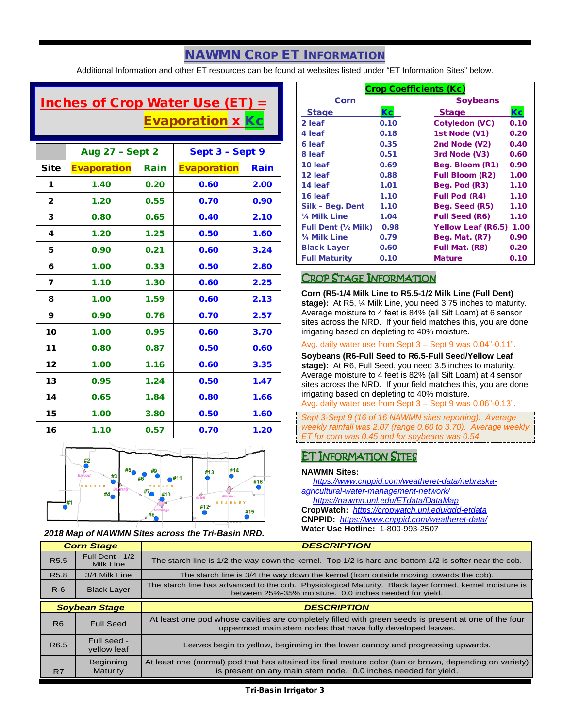# NAWMN Crop ET Information

Additional Information and other ET resources can be found at websites listed under "ET Information Sites" below.

## Inches of Crop Water Use (ET) = Evaporation x Kc

| | Aug 27 – Sept 2 | | Sept 3 – Sept 9 | |
|---|---|---|---|---|
| **Site** | **Evaporation** | **Rain** | **Evaporation** | **Rain** |
| 1 | 1.40 | 0.20 | 0.60 | 2.00 |
| 2 | 1.20 | 0.55 | 0.70 | 0.90 |
| 3 | 0.80 | 0.65 | 0.40 | 2.10 |
| 4 | 1.20 | 1.25 | 0.50 | 1.60 |
| 5 | 0.90 | 0.21 | 0.60 | 3.24 |
| 6 | 1.00 | 0.33 | 0.50 | 2.80 |
| 7 | 1.10 | 1.30 | 0.60 | 2.25 |
| 8 | 1.00 | 1.59 | 0.60 | 2.13 |
| 9 | 0.90 | 0.76 | 0.70 | 2.57 |
| 10 | 1.00 | 0.95 | 0.60 | 3.70 |
| 11 | 0.80 | 0.87 | 0.50 | 0.60 |
| 12 | 1.00 | 1.16 | 0.60 | 3.35 |
| 13 | 0.95 | 1.24 | 0.50 | 1.47 |
| 14 | 0.65 | 1.84 | 0.80 | 1.66 |
| 15 | 1.00 | 3.80 | 0.50 | 1.60 |
| 16 | 1.10 | 0.57 | 0.70 | 1.20 |

*2018 Map of NAWMN Sites across the Tri-Basin NRD.*

## Crop Coefficients (Kc)

| Corn Stage | Kc | Soybeans Stage | Kc |
|---|---|---|---|
| 2 leaf | 0.10 | Cotyledon (VC) | 0.10 |
| 4 leaf | 0.18 | 1st Node (V1) | 0.20 |
| 6 leaf | 0.35 | 2nd Node (V2) | 0.40 |
| 8 leaf | 0.51 | 3rd Node (V3) | 0.60 |
| 10 leaf | 0.69 | Beg. Bloom (R1) | 0.90 |
| 12 leaf | 0.88 | Full Bloom (R2) | 1.00 |
| 14 leaf | 1.01 | Beg. Pod (R3) | 1.10 |
| 16 leaf | 1.10 | Full Pod (R4) | 1.10 |
| Silk – Beg. Dent | 1.10 | Beg. Seed (R5) | 1.10 |
| ¼ Milk Line | 1.04 | Full Seed (R6) | 1.10 |
| Full Dent (½ Milk) | 0.98 | Yellow Leaf (R6.5) | 1.00 |
| ¾ Milk Line | 0.79 | Beg. Mat. (R7) | 0.90 |
| Black Layer | 0.60 | Full Mat. (R8) | 0.20 |
| Full Maturity | 0.10 | Mature | 0.10 |

## Crop Stage Information

**Corn (R5-1/4 Milk Line to R5.5-1/2 Milk Line (Full Dent) stage):** At R5, ¼ Milk Line, you need 3.75 inches to maturity. Average moisture to 4 feet is 84% (all Silt Loam) at 6 sensor sites across the NRD. If your field matches this, you are done irrigating based on depleting to 40% moisture.

Avg. daily water use from Sept 3 – Sept 9 was 0.04"-0.11".

**Soybeans (R6-Full Seed to R6.5-Full Seed/Yellow Leaf stage):** At R6, Full Seed, you need 3.5 inches to maturity. Average moisture to 4 feet is 82% (all Silt Loam) at 4 sensor sites across the NRD. If your field matches this, you are done irrigating based on depleting to 40% moisture.

Avg. daily water use from Sept 3 – Sept 9 was 0.06"-0.13".

*Sept 3-Sept 9 (16 of 16 NAWMN sites reporting): Average weekly rainfall was 2.07 (range 0.60 to 3.70). Average weekly ET for corn was 0.45 and for soybeans was 0.54.*

## ET Information Sites

**NAWMN Sites:**
https://www.cnppid.com/weather-data/nebraska-agricultural-water-management-network/
https://nawmn.unl.edu/ETdata/DataMap
**CropWatch:** https://cropwatch.unl.edu/gdd-etdata
**CNPPID:** https://www.cnppid.com/weather-data/
**Water Use Hotline:** 1-800-993-2507

| Corn Stage | | DESCRIPTION |
|---|---|---|
| R5.5 | Full Dent - 1/2 Milk Line | The starch line is 1/2 the way down the kernel. Top 1/2 is hard and bottom 1/2 is softer near the cob. |
| R5.8 | 3/4 Milk Line | The starch line is 3/4 the way down the kernal (from outside moving towards the cob). |
| R-6 | Black Layer | The starch line has advanced to the cob. Physiological Maturity. Black layer formed, kernel moisture is between 25%-35% moisture. 0.0 inches needed for yield. |

| Soybean Stage | | DESCRIPTION |
|---|---|---|
| R6 | Full Seed | At least one pod whose cavities are completely filled with green seeds is present at one of the four uppermost main stem nodes that have fully developed leaves. |
| R6.5 | Full seed - yellow leaf | Leaves begin to yellow, beginning in the lower canopy and progressing upwards. |
| R7 | Beginning Maturity | At least one (normal) pod that has attained its final mature color (tan or brown, depending on variety) is present on any main stem node. 0.0 inches needed for yield. |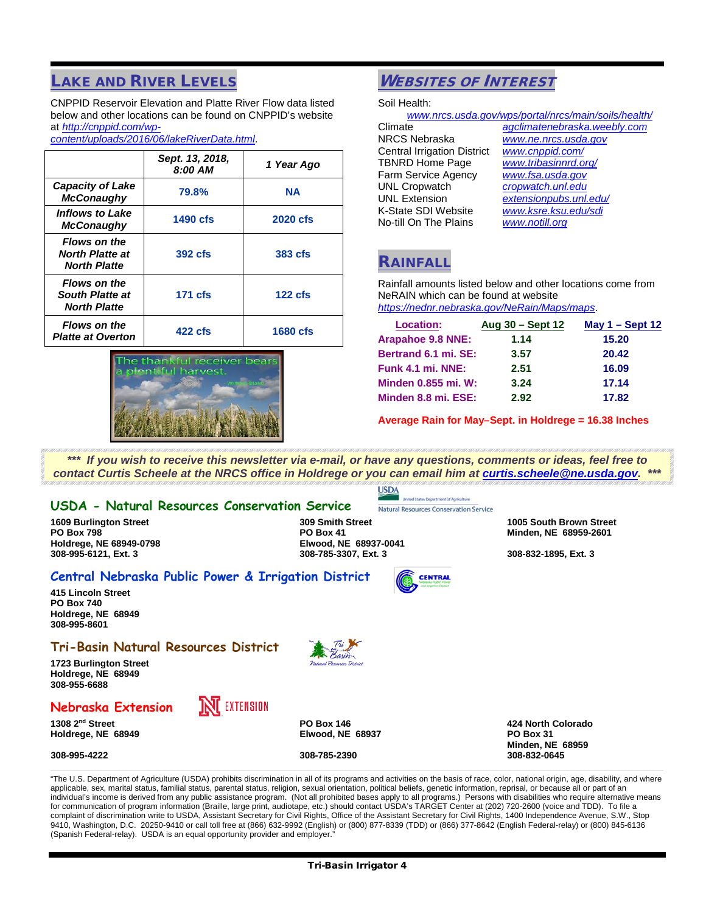## Lake and River Levels

CNPPID Reservoir Elevation and Platte River Flow data listed below and other locations can be found on CNPPID's website at *http://cnppid.com/wp-content/uploads/2016/06/lakeRiverData.html*.

| | Sept. 13, 2018, 8:00 AM | 1 Year Ago |
|---|---|---|
| **Capacity of Lake McConaughy** | **79.8%** | **NA** |
| **Inflows to Lake McConaughy** | **1490 cfs** | **2020 cfs** |
| **Flows on the North Platte at North Platte** | **392 cfs** | **383 cfs** |
| **Flows on the South Platte at North Platte** | **171 cfs** | **122 cfs** |
| **Flows on the Platte at Overton** | **422 cfs** | **1680 cfs** |

The thankful receiver bears a plentiful harvest. – William Blake

## Websites of Interest

Soil Health:
*www.nrcs.usda.gov/wps/portal/nrcs/main/soils/health/*

- Climate — *agclimatenebraska.weebly.com*
- NRCS Nebraska — *www.ne.nrcs.usda.gov*
- Central Irrigation District — *www.cnppid.com/*
- TBNRD Home Page — *www.tribasinnrd.org/*
- Farm Service Agency — *www.fsa.usda.gov*
- UNL Cropwatch — *cropwatch.unl.edu*
- UNL Extension — *extensionpubs.unl.edu/*
- K-State SDI Website — *www.ksre.ksu.edu/sdi*
- No-till On The Plains — *www.notill.org*

## Rainfall

Rainfall amounts listed below and other locations come from NeRAIN which can be found at website *https://nednr.nebraska.gov/NeRain/Maps/maps*.

| Location: | Aug 30 – Sept 12 | May 1 – Sept 12 |
|---|---|---|
| **Arapahoe 9.8 NNE:** | **1.14** | **15.20** |
| **Bertrand 6.1 mi. SE:** | **3.57** | **20.42** |
| **Funk 4.1 mi. NNE:** | **2.51** | **16.09** |
| **Minden 0.855 mi. W:** | **3.24** | **17.14** |
| **Minden 8.8 mi. ESE:** | **2.92** | **17.82** |

**Average Rain for May–Sept. in Holdrege = 16.38 Inches**

***\*\*\* If you wish to receive this newsletter via e-mail, or have any questions, comments or ideas, feel free to contact Curtis Scheele at the NRCS office in Holdrege or you can email him at curtis.scheele@ne.usda.gov. \*\*\****

### USDA - Natural Resources Conservation Service

**1609 Burlington Street**
**PO Box 798**
**Holdrege, NE 68949-0798**
**308-995-6121, Ext. 3**

**309 Smith Street**
**PO Box 41**
**Elwood, NE 68937-0041**
**308-785-3307, Ext. 3**

**1005 South Brown Street**
**Minden, NE 68959-2601**
**308-832-1895, Ext. 3**

### Central Nebraska Public Power & Irrigation District

**415 Lincoln Street**
**PO Box 740**
**Holdrege, NE 68949**
**308-995-8601**

### Tri-Basin Natural Resources District

**1723 Burlington Street**
**Holdrege, NE 68949**
**308-955-6688**

### Nebraska Extension

**1308 2nd Street**
**Holdrege, NE 68949**
**308-995-4222**

**PO Box 146**
**Elwood, NE 68937**
**308-785-2390**

**424 North Colorado**
**PO Box 31**
**Minden, NE 68959**
**308-832-0645**

"The U.S. Department of Agriculture (USDA) prohibits discrimination in all of its programs and activities on the basis of race, color, national origin, age, disability, and where applicable, sex, marital status, familial status, parental status, religion, sexual orientation, political beliefs, genetic information, reprisal, or because all or part of an individual's income is derived from any public assistance program. (Not all prohibited bases apply to all programs.) Persons with disabilities who require alternative means for communication of program information (Braille, large print, audiotape, etc.) should contact USDA's TARGET Center at (202) 720-2600 (voice and TDD). To file a complaint of discrimination write to USDA, Assistant Secretary for Civil Rights, Office of the Assistant Secretary for Civil Rights, 1400 Independence Avenue, S.W., Stop 9410, Washington, D.C. 20250-9410 or call toll free at (866) 632-9992 (English) or (800) 877-8339 (TDD) or (866) 377-8642 (English Federal-relay) or (800) 845-6136 (Spanish Federal-relay). USDA is an equal opportunity provider and employer."